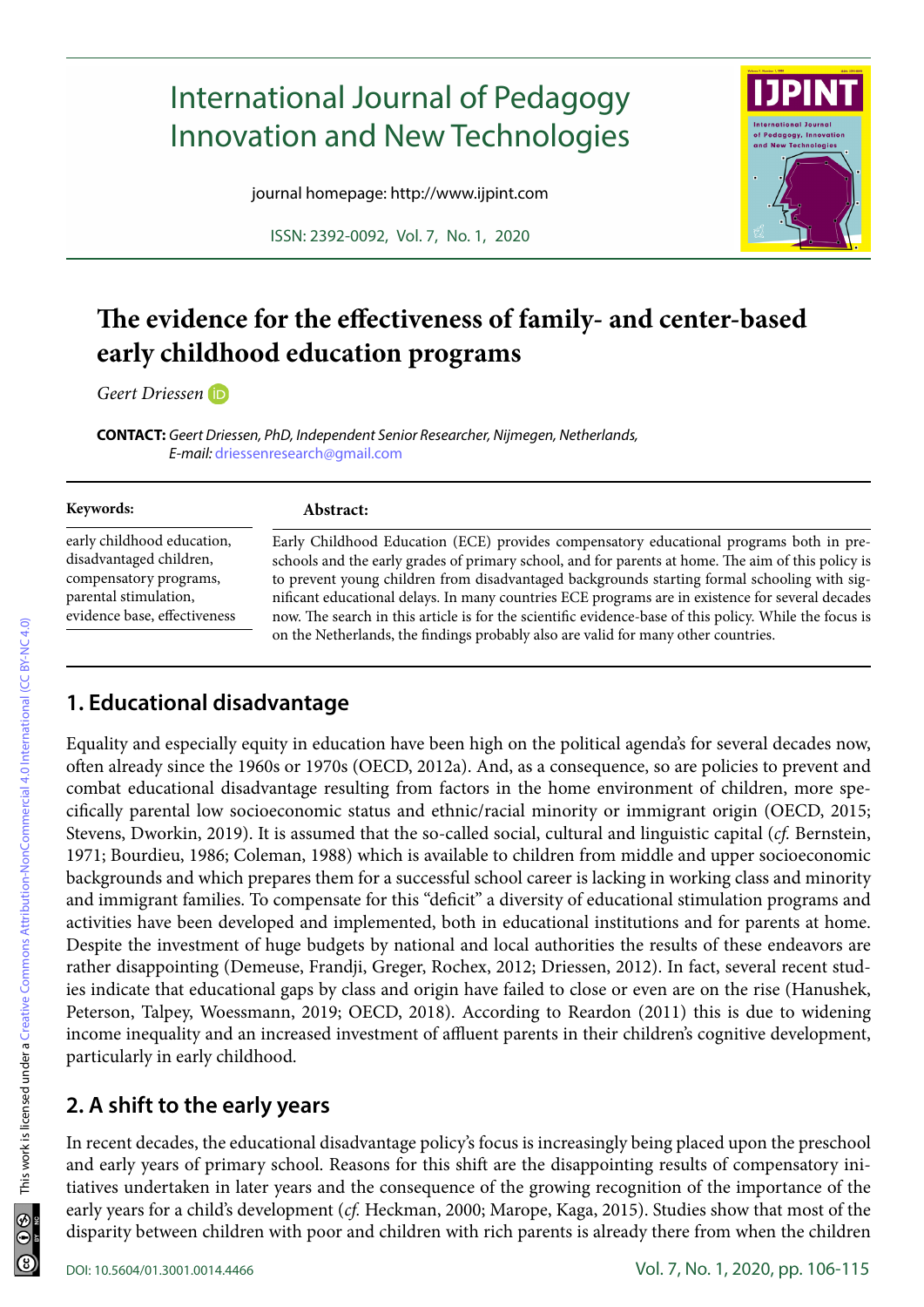International Journal of Pedagogy Innovation and New Technologies

journal homepage: http://www.ijpint.com

ISSN: 2392-0092, Vol. 7, No. 1, 2020

# The evidence for the effectiveness of family- and center-based early childhood education programs

*Geert Driessen*

**CONTACT:** *Geert Driessen, PhD, Independent Senior Researcher, Nijmegen, Netherlands, E-mail:* driessenresearch@gmail.com

**Keywords:**

early childhood education, disadvantaged children, compensatory programs, parental stimulation, evidence base, effectiveness

**Abstract:**

Early Childhood Education (ECE) provides compensatory educational programs both in preschools and the early grades of primary school, and for parents at home. The aim of this policy is to prevent young children from disadvantaged backgrounds starting formal schooling with significant educational delays. In many countries ECE programs are in existence for several decades now. The search in this article is for the scientific evidence-base of this policy. While the focus is on the Netherlands, the findings probably also are valid for many other countries.

## 1. Educational disadvantage

Equality and especially equity in education have been high on the political agenda's for several decades now, often already since the 1960s or 1970s (OECD, 2012a). And, as a consequence, so are policies to prevent and combat educational disadvantage resulting from factors in the home environment of children, more specifically parental low socioeconomic status and ethnic/racial minority or immigrant origin (OECD, 2015; Stevens, Dworkin, 2019). It is assumed that the so-called social, cultural and linguistic capital (*cf.* Bernstein, 1971; Bourdieu, 1986; Coleman, 1988) which is available to children from middle and upper socioeconomic backgrounds and which prepares them for a successful school career is lacking in working class and minority and immigrant families. To compensate for this "deficit" a diversity of educational stimulation programs and activities have been developed and implemented, both in educational institutions and for parents at home. Despite the investment of huge budgets by national and local authorities the results of these endeavors are rather disappointing (Demeuse, Frandji, Greger, Rochex, 2012; Driessen, 2012). In fact, several recent studies indicate that educational gaps by class and origin have failed to close or even are on the rise (Hanushek, Peterson, Talpey, Woessmann, 2019; OECD, 2018). According to Reardon (2011) this is due to widening income inequality and an increased investment of affluent parents in their children's cognitive development, particularly in early childhood.

## 2. A shift to the early years

In recent decades, the educational disadvantage policy's focus is increasingly being placed upon the preschool and early years of primary school. Reasons for this shift are the disappointing results of compensatory initiatives undertaken in later years and the consequence of the growing recognition of the importance of the early years for a child's development (*cf.* Heckman, 2000; Marope, Kaga, 2015). Studies show that most of the disparity between children with poor and children with rich parents is already there from when the children

This work is licensed under a Creative Commons Attribution-NonCommercial 4.0 International (CC BY-NC 4.0)

DOI: 10.5604/01.3001.0014.4466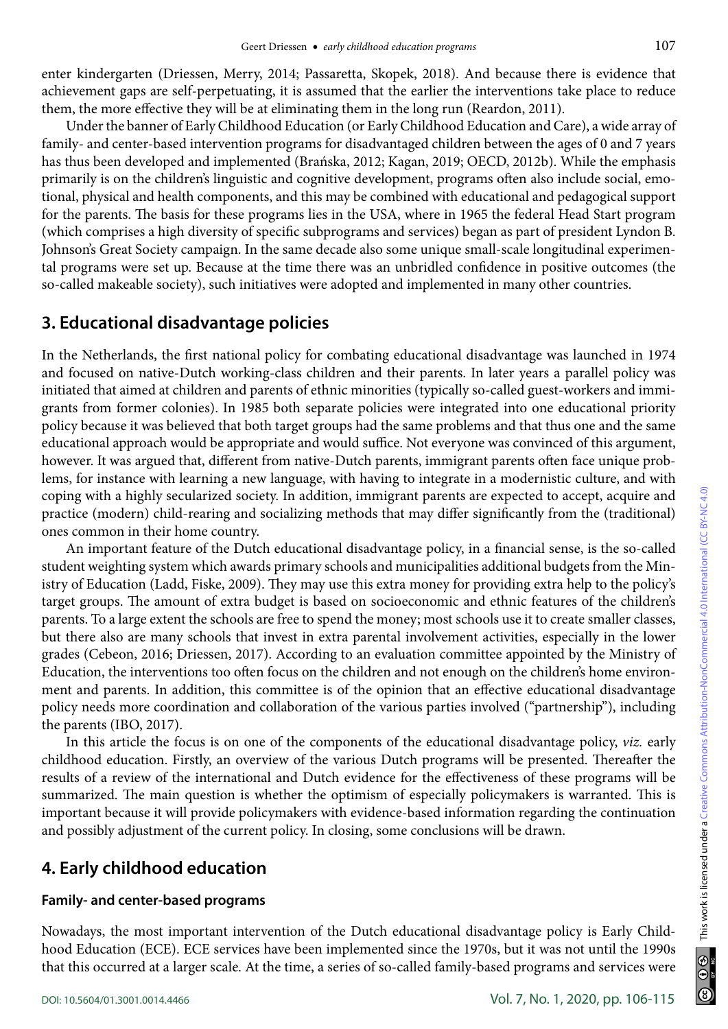enter kindergarten (Driessen, Merry, 2014; Passaretta, Skopek, 2018). And because there is evidence that achievement gaps are self-perpetuating, it is assumed that the earlier the interventions take place to reduce them, the more effective they will be at eliminating them in the long run (Reardon, 2011).

Under the banner of Early Childhood Education (or Early Childhood Education and Care), a wide array of family- and center-based intervention programs for disadvantaged children between the ages of 0 and 7 years has thus been developed and implemented (Brańska, 2012; Kagan, 2019; OECD, 2012b). While the emphasis primarily is on the children's linguistic and cognitive development, programs often also include social, emotional, physical and health components, and this may be combined with educational and pedagogical support for the parents. The basis for these programs lies in the USA, where in 1965 the federal Head Start program (which comprises a high diversity of specific subprograms and services) began as part of president Lyndon B. Johnson's Great Society campaign. In the same decade also some unique small-scale longitudinal experimental programs were set up. Because at the time there was an unbridled confidence in positive outcomes (the so-called makeable society), such initiatives were adopted and implemented in many other countries.

## 3. Educational disadvantage policies

In the Netherlands, the first national policy for combating educational disadvantage was launched in 1974 and focused on native-Dutch working-class children and their parents. In later years a parallel policy was initiated that aimed at children and parents of ethnic minorities (typically so-called guest-workers and immigrants from former colonies). In 1985 both separate policies were integrated into one educational priority policy because it was believed that both target groups had the same problems and that thus one and the same educational approach would be appropriate and would suffice. Not everyone was convinced of this argument, however. It was argued that, different from native-Dutch parents, immigrant parents often face unique problems, for instance with learning a new language, with having to integrate in a modernistic culture, and with coping with a highly secularized society. In addition, immigrant parents are expected to accept, acquire and practice (modern) child-rearing and socializing methods that may differ significantly from the (traditional) ones common in their home country.

An important feature of the Dutch educational disadvantage policy, in a financial sense, is the so-called student weighting system which awards primary schools and municipalities additional budgets from the Ministry of Education (Ladd, Fiske, 2009). They may use this extra money for providing extra help to the policy's target groups. The amount of extra budget is based on socioeconomic and ethnic features of the children's parents. To a large extent the schools are free to spend the money; most schools use it to create smaller classes, but there also are many schools that invest in extra parental involvement activities, especially in the lower grades (Cebeon, 2016; Driessen, 2017). According to an evaluation committee appointed by the Ministry of Education, the interventions too often focus on the children and not enough on the children's home environment and parents. In addition, this committee is of the opinion that an effective educational disadvantage policy needs more coordination and collaboration of the various parties involved ("partnership"), including the parents (IBO, 2017).

In this article the focus is on one of the components of the educational disadvantage policy, *viz.* early childhood education. Firstly, an overview of the various Dutch programs will be presented. Thereafter the results of a review of the international and Dutch evidence for the effectiveness of these programs will be summarized. The main question is whether the optimism of especially policymakers is warranted. This is important because it will provide policymakers with evidence-based information regarding the continuation and possibly adjustment of the current policy. In closing, some conclusions will be drawn.

## 4. Early childhood education

### Family- and center-based programs

Nowadays, the most important intervention of the Dutch educational disadvantage policy is Early Childhood Education (ECE). ECE services have been implemented since the 1970s, but it was not until the 1990s that this occurred at a larger scale. At the time, a series of so-called family-based programs and services were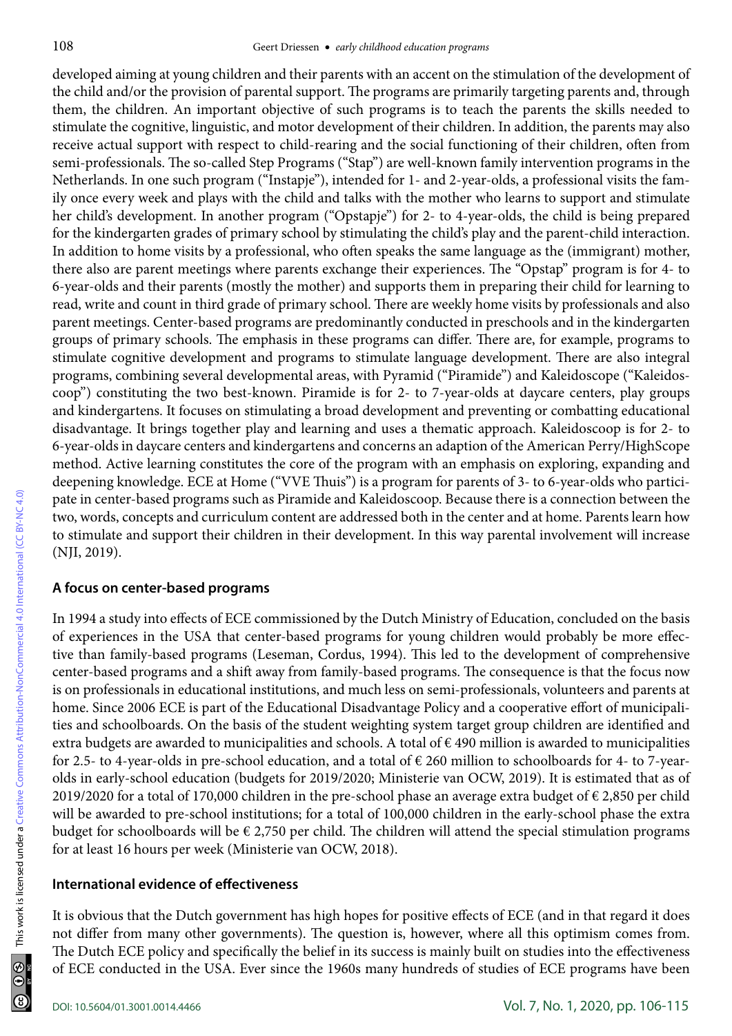developed aiming at young children and their parents with an accent on the stimulation of the development of the child and/or the provision of parental support. The programs are primarily targeting parents and, through them, the children. An important objective of such programs is to teach the parents the skills needed to stimulate the cognitive, linguistic, and motor development of their children. In addition, the parents may also receive actual support with respect to child-rearing and the social functioning of their children, often from semi-professionals. The so-called Step Programs ("Stap") are well-known family intervention programs in the Netherlands. In one such program ("Instapje"), intended for 1- and 2-year-olds, a professional visits the family once every week and plays with the child and talks with the mother who learns to support and stimulate her child's development. In another program ("Opstapje") for 2- to 4-year-olds, the child is being prepared for the kindergarten grades of primary school by stimulating the child's play and the parent-child interaction. In addition to home visits by a professional, who often speaks the same language as the (immigrant) mother, there also are parent meetings where parents exchange their experiences. The "Opstap" program is for 4- to 6-year-olds and their parents (mostly the mother) and supports them in preparing their child for learning to read, write and count in third grade of primary school. There are weekly home visits by professionals and also parent meetings. Center-based programs are predominantly conducted in preschools and in the kindergarten groups of primary schools. The emphasis in these programs can differ. There are, for example, programs to stimulate cognitive development and programs to stimulate language development. There are also integral programs, combining several developmental areas, with Pyramid ("Piramide") and Kaleidoscope ("Kaleidoscoop") constituting the two best-known. Piramide is for 2- to 7-year-olds at daycare centers, play groups and kindergartens. It focuses on stimulating a broad development and preventing or combatting educational disadvantage. It brings together play and learning and uses a thematic approach. Kaleidoscoop is for 2- to 6-year-olds in daycare centers and kindergartens and concerns an adaption of the American Perry/HighScope method. Active learning constitutes the core of the program with an emphasis on exploring, expanding and deepening knowledge. ECE at Home ("VVE Thuis") is a program for parents of 3- to 6-year-olds who participate in center-based programs such as Piramide and Kaleidoscoop. Because there is a connection between the two, words, concepts and curriculum content are addressed both in the center and at home. Parents learn how to stimulate and support their children in their development. In this way parental involvement will increase (NJI, 2019).

## A focus on center-based programs

In 1994 a study into effects of ECE commissioned by the Dutch Ministry of Education, concluded on the basis of experiences in the USA that center-based programs for young children would probably be more effective than family-based programs (Leseman, Cordus, 1994). This led to the development of comprehensive center-based programs and a shift away from family-based programs. The consequence is that the focus now is on professionals in educational institutions, and much less on semi-professionals, volunteers and parents at home. Since 2006 ECE is part of the Educational Disadvantage Policy and a cooperative effort of municipalities and schoolboards. On the basis of the student weighting system target group children are identified and extra budgets are awarded to municipalities and schools. A total of € 490 million is awarded to municipalities for 2.5- to 4-year-olds in pre-school education, and a total of € 260 million to schoolboards for 4- to 7-year-olds in early-school education (budgets for 2019/2020; Ministerie van OCW, 2019). It is estimated that as of 2019/2020 for a total of 170,000 children in the pre-school phase an average extra budget of € 2,850 per child will be awarded to pre-school institutions; for a total of 100,000 children in the early-school phase the extra budget for schoolboards will be € 2,750 per child. The children will attend the special stimulation programs for at least 16 hours per week (Ministerie van OCW, 2018).

## International evidence of effectiveness

It is obvious that the Dutch government has high hopes for positive effects of ECE (and in that regard it does not differ from many other governments). The question is, however, where all this optimism comes from. The Dutch ECE policy and specifically the belief in its success is mainly built on studies into the effectiveness of ECE conducted in the USA. Ever since the 1960s many hundreds of studies of ECE programs have been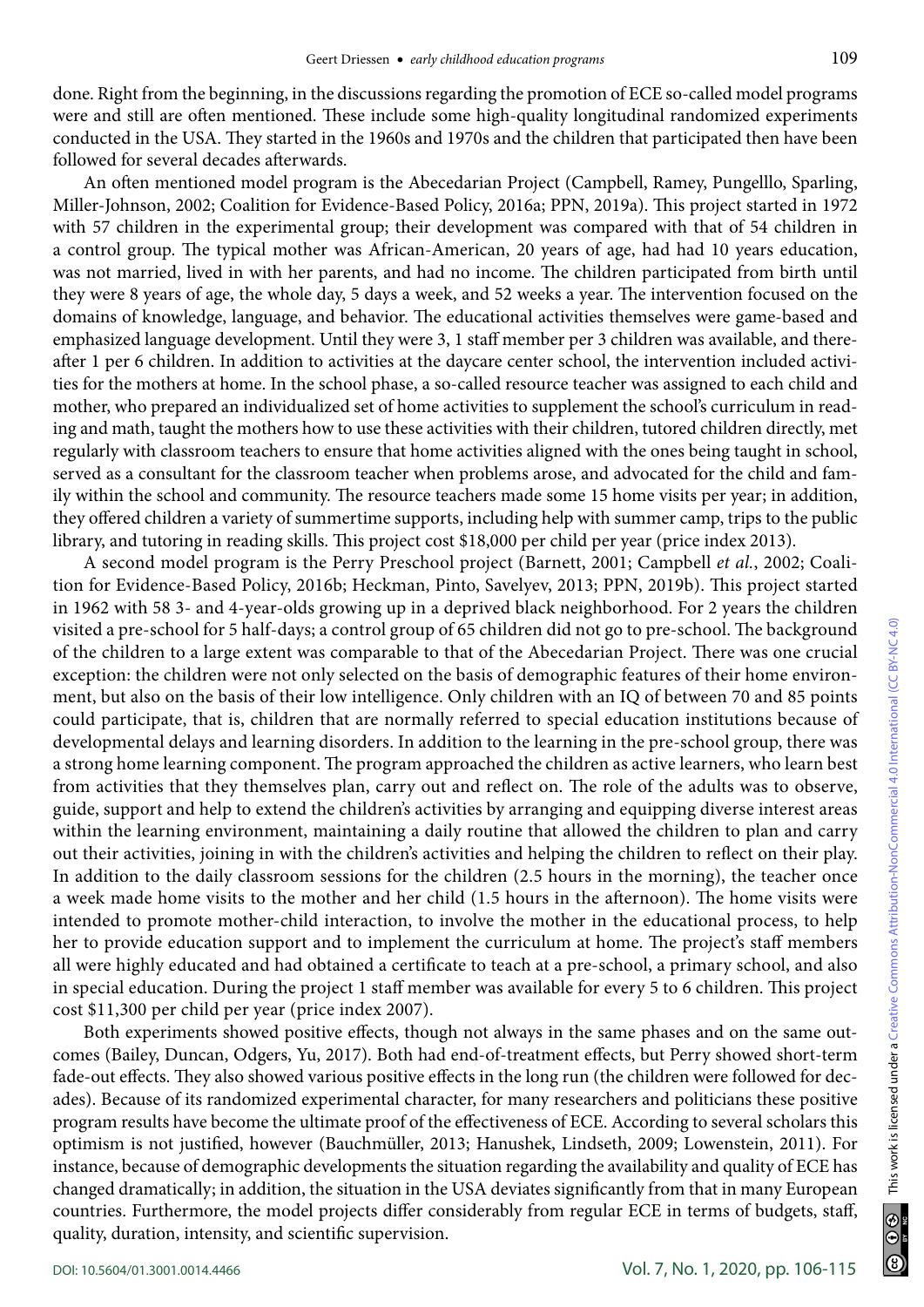done. Right from the beginning, in the discussions regarding the promotion of ECE so-called model programs were and still are often mentioned. These include some high-quality longitudinal randomized experiments conducted in the USA. They started in the 1960s and 1970s and the children that participated then have been followed for several decades afterwards.

An often mentioned model program is the Abecedarian Project (Campbell, Ramey, Pungelllo, Sparling, Miller-Johnson, 2002; Coalition for Evidence-Based Policy, 2016a; PPN, 2019a). This project started in 1972 with 57 children in the experimental group; their development was compared with that of 54 children in a control group. The typical mother was African-American, 20 years of age, had had 10 years education, was not married, lived in with her parents, and had no income. The children participated from birth until they were 8 years of age, the whole day, 5 days a week, and 52 weeks a year. The intervention focused on the domains of knowledge, language, and behavior. The educational activities themselves were game-based and emphasized language development. Until they were 3, 1 staff member per 3 children was available, and thereafter 1 per 6 children. In addition to activities at the daycare center school, the intervention included activities for the mothers at home. In the school phase, a so-called resource teacher was assigned to each child and mother, who prepared an individualized set of home activities to supplement the school's curriculum in reading and math, taught the mothers how to use these activities with their children, tutored children directly, met regularly with classroom teachers to ensure that home activities aligned with the ones being taught in school, served as a consultant for the classroom teacher when problems arose, and advocated for the child and family within the school and community. The resource teachers made some 15 home visits per year; in addition, they offered children a variety of summertime supports, including help with summer camp, trips to the public library, and tutoring in reading skills. This project cost $18,000 per child per year (price index 2013).

A second model program is the Perry Preschool project (Barnett, 2001; Campbell *et al.*, 2002; Coalition for Evidence-Based Policy, 2016b; Heckman, Pinto, Savelyev, 2013; PPN, 2019b). This project started in 1962 with 58 3- and 4-year-olds growing up in a deprived black neighborhood. For 2 years the children visited a pre-school for 5 half-days; a control group of 65 children did not go to pre-school. The background of the children to a large extent was comparable to that of the Abecedarian Project. There was one crucial exception: the children were not only selected on the basis of demographic features of their home environment, but also on the basis of their low intelligence. Only children with an IQ of between 70 and 85 points could participate, that is, children that are normally referred to special education institutions because of developmental delays and learning disorders. In addition to the learning in the pre-school group, there was a strong home learning component. The program approached the children as active learners, who learn best from activities that they themselves plan, carry out and reflect on. The role of the adults was to observe, guide, support and help to extend the children's activities by arranging and equipping diverse interest areas within the learning environment, maintaining a daily routine that allowed the children to plan and carry out their activities, joining in with the children's activities and helping the children to reflect on their play. In addition to the daily classroom sessions for the children (2.5 hours in the morning), the teacher once a week made home visits to the mother and her child (1.5 hours in the afternoon). The home visits were intended to promote mother-child interaction, to involve the mother in the educational process, to help her to provide education support and to implement the curriculum at home. The project's staff members all were highly educated and had obtained a certificate to teach at a pre-school, a primary school, and also in special education. During the project 1 staff member was available for every 5 to 6 children. This project cost $11,300 per child per year (price index 2007).

Both experiments showed positive effects, though not always in the same phases and on the same outcomes (Bailey, Duncan, Odgers, Yu, 2017). Both had end-of-treatment effects, but Perry showed short-term fade-out effects. They also showed various positive effects in the long run (the children were followed for decades). Because of its randomized experimental character, for many researchers and politicians these positive program results have become the ultimate proof of the effectiveness of ECE. According to several scholars this optimism is not justified, however (Bauchmüller, 2013; Hanushek, Lindseth, 2009; Lowenstein, 2011). For instance, because of demographic developments the situation regarding the availability and quality of ECE has changed dramatically; in addition, the situation in the USA deviates significantly from that in many European countries. Furthermore, the model projects differ considerably from regular ECE in terms of budgets, staff, quality, duration, intensity, and scientific supervision.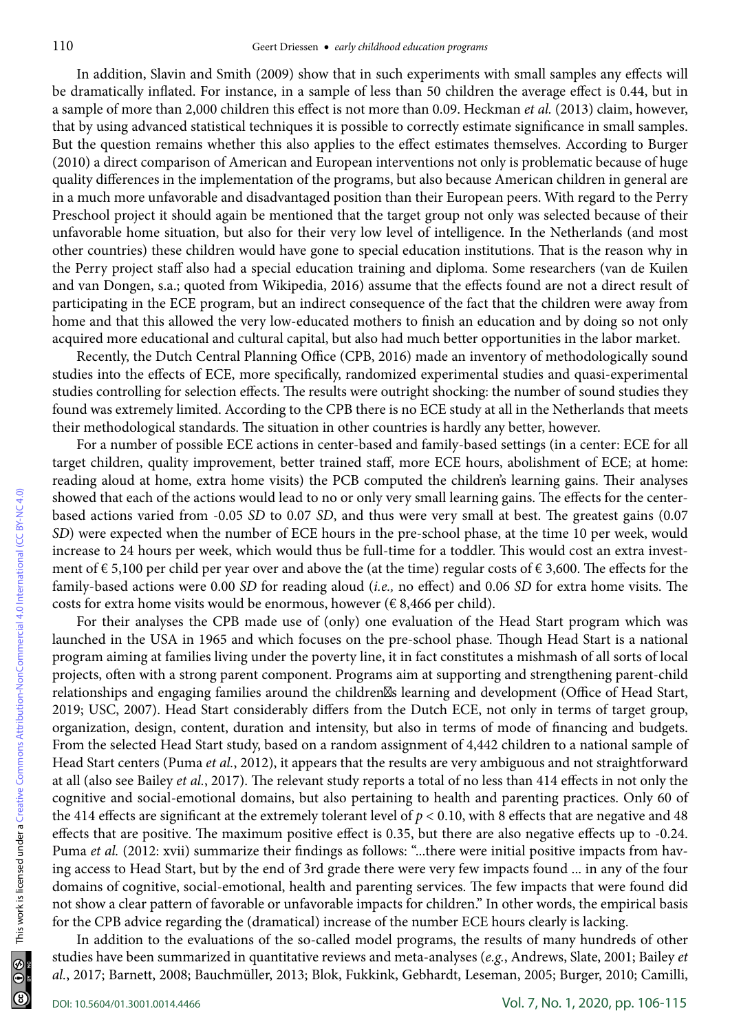In addition, Slavin and Smith (2009) show that in such experiments with small samples any effects will be dramatically inflated. For instance, in a sample of less than 50 children the average effect is 0.44, but in a sample of more than 2,000 children this effect is not more than 0.09. Heckman *et al.* (2013) claim, however, that by using advanced statistical techniques it is possible to correctly estimate significance in small samples. But the question remains whether this also applies to the effect estimates themselves. According to Burger (2010) a direct comparison of American and European interventions not only is problematic because of huge quality differences in the implementation of the programs, but also because American children in general are in a much more unfavorable and disadvantaged position than their European peers. With regard to the Perry Preschool project it should again be mentioned that the target group not only was selected because of their unfavorable home situation, but also for their very low level of intelligence. In the Netherlands (and most other countries) these children would have gone to special education institutions. That is the reason why in the Perry project staff also had a special education training and diploma. Some researchers (van de Kuilen and van Dongen, s.a.; quoted from Wikipedia, 2016) assume that the effects found are not a direct result of participating in the ECE program, but an indirect consequence of the fact that the children were away from home and that this allowed the very low-educated mothers to finish an education and by doing so not only acquired more educational and cultural capital, but also had much better opportunities in the labor market.

Recently, the Dutch Central Planning Office (CPB, 2016) made an inventory of methodologically sound studies into the effects of ECE, more specifically, randomized experimental studies and quasi-experimental studies controlling for selection effects. The results were outright shocking: the number of sound studies they found was extremely limited. According to the CPB there is no ECE study at all in the Netherlands that meets their methodological standards. The situation in other countries is hardly any better, however.

For a number of possible ECE actions in center-based and family-based settings (in a center: ECE for all target children, quality improvement, better trained staff, more ECE hours, abolishment of ECE; at home: reading aloud at home, extra home visits) the PCB computed the children's learning gains. Their analyses showed that each of the actions would lead to no or only very small learning gains. The effects for the center-based actions varied from -0.05 *SD* to 0.07 *SD*, and thus were very small at best. The greatest gains (0.07 *SD*) were expected when the number of ECE hours in the pre-school phase, at the time 10 per week, would increase to 24 hours per week, which would thus be full-time for a toddler. This would cost an extra investment of € 5,100 per child per year over and above the (at the time) regular costs of € 3,600. The effects for the family-based actions were 0.00 *SD* for reading aloud (*i.e.,* no effect) and 0.06 *SD* for extra home visits. The costs for extra home visits would be enormous, however (€ 8,466 per child).

For their analyses the CPB made use of (only) one evaluation of the Head Start program which was launched in the USA in 1965 and which focuses on the pre-school phase. Though Head Start is a national program aiming at families living under the poverty line, it in fact constitutes a mishmash of all sorts of local projects, often with a strong parent component. Programs aim at supporting and strengthening parent-child relationships and engaging families around the children's learning and development (Office of Head Start, 2019; USC, 2007). Head Start considerably differs from the Dutch ECE, not only in terms of target group, organization, design, content, duration and intensity, but also in terms of mode of financing and budgets. From the selected Head Start study, based on a random assignment of 4,442 children to a national sample of Head Start centers (Puma *et al.*, 2012), it appears that the results are very ambiguous and not straightforward at all (also see Bailey *et al.*, 2017). The relevant study reports a total of no less than 414 effects in not only the cognitive and social-emotional domains, but also pertaining to health and parenting practices. Only 60 of the 414 effects are significant at the extremely tolerant level of $p < 0.10$, with 8 effects that are negative and 48 effects that are positive. The maximum positive effect is 0.35, but there are also negative effects up to -0.24. Puma *et al.* (2012: xvii) summarize their findings as follows: "...there were initial positive impacts from having access to Head Start, but by the end of 3rd grade there were very few impacts found ... in any of the four domains of cognitive, social-emotional, health and parenting services. The few impacts that were found did not show a clear pattern of favorable or unfavorable impacts for children." In other words, the empirical basis for the CPB advice regarding the (dramatical) increase of the number ECE hours clearly is lacking.

In addition to the evaluations of the so-called model programs, the results of many hundreds of other studies have been summarized in quantitative reviews and meta-analyses (*e.g.*, Andrews, Slate, 2001; Bailey *et al.*, 2017; Barnett, 2008; Bauchmüller, 2013; Blok, Fukkink, Gebhardt, Leseman, 2005; Burger, 2010; Camilli,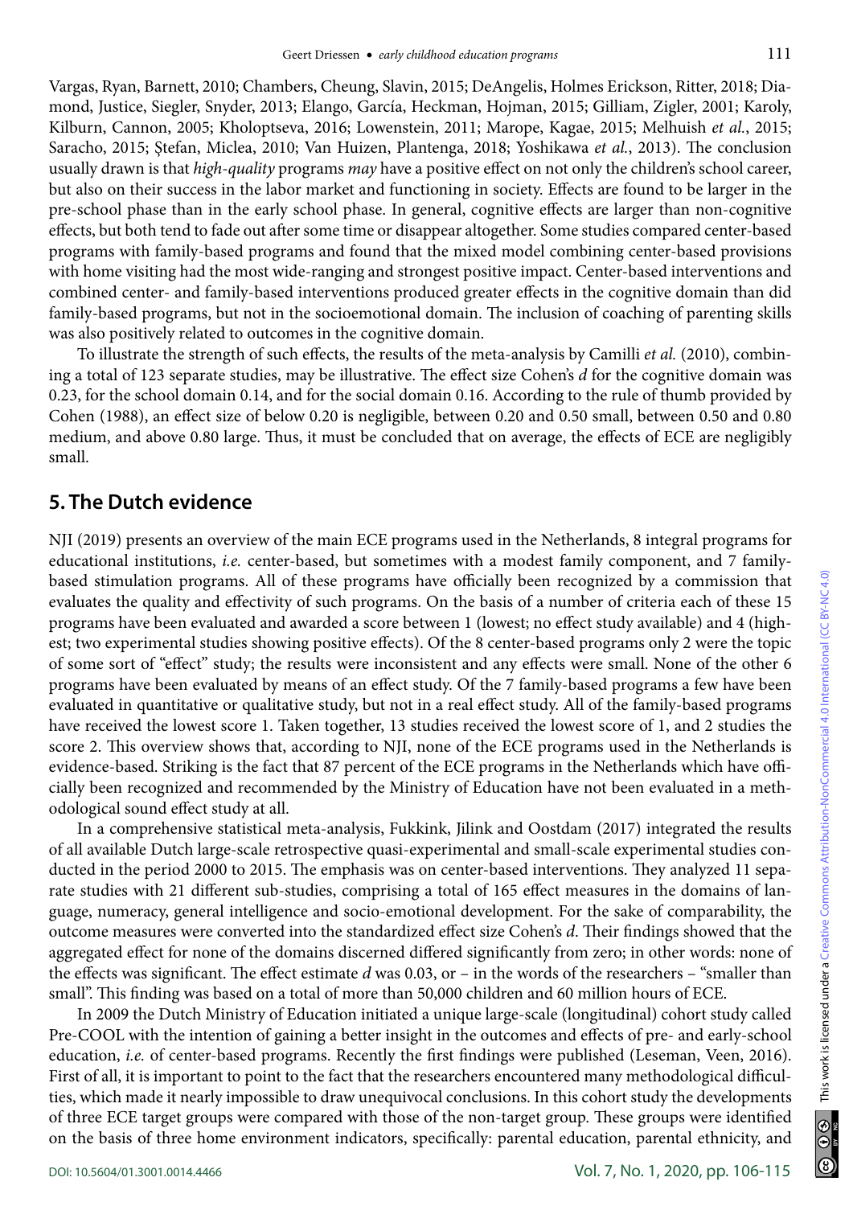Vargas, Ryan, Barnett, 2010; Chambers, Cheung, Slavin, 2015; DeAngelis, Holmes Erickson, Ritter, 2018; Diamond, Justice, Siegler, Snyder, 2013; Elango, García, Heckman, Hojman, 2015; Gilliam, Zigler, 2001; Karoly, Kilburn, Cannon, 2005; Kholoptseva, 2016; Lowenstein, 2011; Marope, Kagae, 2015; Melhuish *et al.*, 2015; Saracho, 2015; Ştefan, Miclea, 2010; Van Huizen, Plantenga, 2018; Yoshikawa *et al.*, 2013). The conclusion usually drawn is that *high-quality* programs *may* have a positive effect on not only the children's school career, but also on their success in the labor market and functioning in society. Effects are found to be larger in the pre-school phase than in the early school phase. In general, cognitive effects are larger than non-cognitive effects, but both tend to fade out after some time or disappear altogether. Some studies compared center-based programs with family-based programs and found that the mixed model combining center-based provisions with home visiting had the most wide-ranging and strongest positive impact. Center-based interventions and combined center- and family-based interventions produced greater effects in the cognitive domain than did family-based programs, but not in the socioemotional domain. The inclusion of coaching of parenting skills was also positively related to outcomes in the cognitive domain.

To illustrate the strength of such effects, the results of the meta-analysis by Camilli *et al.* (2010), combining a total of 123 separate studies, may be illustrative. The effect size Cohen's *d* for the cognitive domain was 0.23, for the school domain 0.14, and for the social domain 0.16. According to the rule of thumb provided by Cohen (1988), an effect size of below 0.20 is negligible, between 0.20 and 0.50 small, between 0.50 and 0.80 medium, and above 0.80 large. Thus, it must be concluded that on average, the effects of ECE are negligibly small.

## 5. The Dutch evidence

NJI (2019) presents an overview of the main ECE programs used in the Netherlands, 8 integral programs for educational institutions, *i.e.* center-based, but sometimes with a modest family component, and 7 family-based stimulation programs. All of these programs have officially been recognized by a commission that evaluates the quality and effectivity of such programs. On the basis of a number of criteria each of these 15 programs have been evaluated and awarded a score between 1 (lowest; no effect study available) and 4 (highest; two experimental studies showing positive effects). Of the 8 center-based programs only 2 were the topic of some sort of "effect" study; the results were inconsistent and any effects were small. None of the other 6 programs have been evaluated by means of an effect study. Of the 7 family-based programs a few have been evaluated in quantitative or qualitative study, but not in a real effect study. All of the family-based programs have received the lowest score 1. Taken together, 13 studies received the lowest score of 1, and 2 studies the score 2. This overview shows that, according to NJI, none of the ECE programs used in the Netherlands is evidence-based. Striking is the fact that 87 percent of the ECE programs in the Netherlands which have officially been recognized and recommended by the Ministry of Education have not been evaluated in a methodological sound effect study at all.

In a comprehensive statistical meta-analysis, Fukkink, Jilink and Oostdam (2017) integrated the results of all available Dutch large-scale retrospective quasi-experimental and small-scale experimental studies conducted in the period 2000 to 2015. The emphasis was on center-based interventions. They analyzed 11 separate studies with 21 different sub-studies, comprising a total of 165 effect measures in the domains of language, numeracy, general intelligence and socio-emotional development. For the sake of comparability, the outcome measures were converted into the standardized effect size Cohen's *d*. Their findings showed that the aggregated effect for none of the domains discerned differed significantly from zero; in other words: none of the effects was significant. The effect estimate *d* was 0.03, or – in the words of the researchers – "smaller than small". This finding was based on a total of more than 50,000 children and 60 million hours of ECE.

In 2009 the Dutch Ministry of Education initiated a unique large-scale (longitudinal) cohort study called Pre-COOL with the intention of gaining a better insight in the outcomes and effects of pre- and early-school education, *i.e.* of center-based programs. Recently the first findings were published (Leseman, Veen, 2016). First of all, it is important to point to the fact that the researchers encountered many methodological difficulties, which made it nearly impossible to draw unequivocal conclusions. In this cohort study the developments of three ECE target groups were compared with those of the non-target group. These groups were identified on the basis of three home environment indicators, specifically: parental education, parental ethnicity, and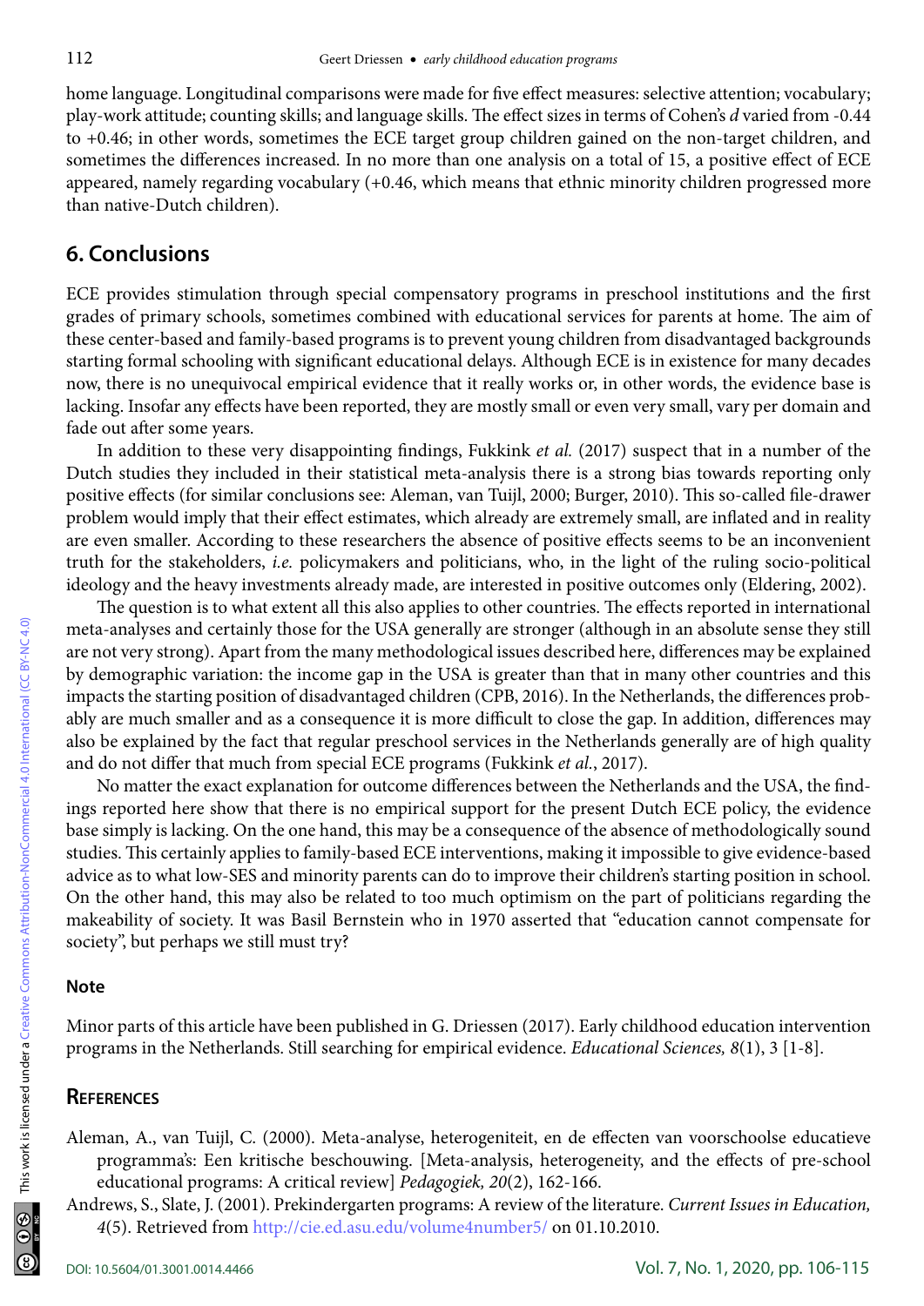home language. Longitudinal comparisons were made for five effect measures: selective attention; vocabulary; play-work attitude; counting skills; and language skills. The effect sizes in terms of Cohen's *d* varied from -0.44 to +0.46; in other words, sometimes the ECE target group children gained on the non-target children, and sometimes the differences increased. In no more than one analysis on a total of 15, a positive effect of ECE appeared, namely regarding vocabulary (+0.46, which means that ethnic minority children progressed more than native-Dutch children).

## 6. Conclusions

ECE provides stimulation through special compensatory programs in preschool institutions and the first grades of primary schools, sometimes combined with educational services for parents at home. The aim of these center-based and family-based programs is to prevent young children from disadvantaged backgrounds starting formal schooling with significant educational delays. Although ECE is in existence for many decades now, there is no unequivocal empirical evidence that it really works or, in other words, the evidence base is lacking. Insofar any effects have been reported, they are mostly small or even very small, vary per domain and fade out after some years.

In addition to these very disappointing findings, Fukkink *et al.* (2017) suspect that in a number of the Dutch studies they included in their statistical meta-analysis there is a strong bias towards reporting only positive effects (for similar conclusions see: Aleman, van Tuijl, 2000; Burger, 2010). This so-called file-drawer problem would imply that their effect estimates, which already are extremely small, are inflated and in reality are even smaller. According to these researchers the absence of positive effects seems to be an inconvenient truth for the stakeholders, *i.e.* policymakers and politicians, who, in the light of the ruling socio-political ideology and the heavy investments already made, are interested in positive outcomes only (Eldering, 2002).

The question is to what extent all this also applies to other countries. The effects reported in international meta-analyses and certainly those for the USA generally are stronger (although in an absolute sense they still are not very strong). Apart from the many methodological issues described here, differences may be explained by demographic variation: the income gap in the USA is greater than that in many other countries and this impacts the starting position of disadvantaged children (CPB, 2016). In the Netherlands, the differences probably are much smaller and as a consequence it is more difficult to close the gap. In addition, differences may also be explained by the fact that regular preschool services in the Netherlands generally are of high quality and do not differ that much from special ECE programs (Fukkink *et al.*, 2017).

No matter the exact explanation for outcome differences between the Netherlands and the USA, the findings reported here show that there is no empirical support for the present Dutch ECE policy, the evidence base simply is lacking. On the one hand, this may be a consequence of the absence of methodologically sound studies. This certainly applies to family-based ECE interventions, making it impossible to give evidence-based advice as to what low-SES and minority parents can do to improve their children's starting position in school. On the other hand, this may also be related to too much optimism on the part of politicians regarding the makeability of society. It was Basil Bernstein who in 1970 asserted that "education cannot compensate for society", but perhaps we still must try?

### Note

Minor parts of this article have been published in G. Driessen (2017). Early childhood education intervention programs in the Netherlands. Still searching for empirical evidence. *Educational Sciences, 8*(1), 3 [1-8].

### References

Aleman, A., van Tuijl, C. (2000). Meta-analyse, heterogeniteit, en de effecten van voorschoolse educatieve programma's: Een kritische beschouwing. [Meta-analysis, heterogeneity, and the effects of pre-school educational programs: A critical review] *Pedagogiek, 20*(2), 162-166.

Andrews, S., Slate, J. (2001). Prekindergarten programs: A review of the literature. *Current Issues in Education, 4*(5). Retrieved from http://cie.ed.asu.edu/volume4number5/ on 01.10.2010.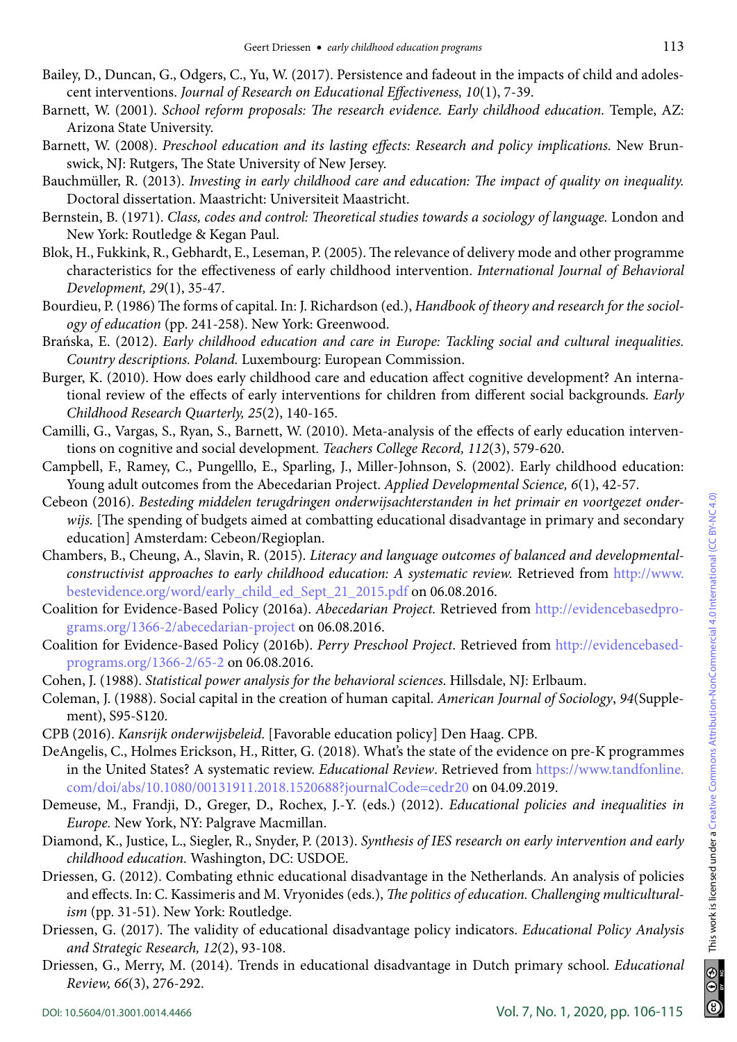Bailey, D., Duncan, G., Odgers, C., Yu, W. (2017). Persistence and fadeout in the impacts of child and adolescent interventions. *Journal of Research on Educational Effectiveness, 10*(1), 7-39.

Barnett, W. (2001). *School reform proposals: The research evidence. Early childhood education.* Temple, AZ: Arizona State University.

Barnett, W. (2008). *Preschool education and its lasting effects: Research and policy implications.* New Brunswick, NJ: Rutgers, The State University of New Jersey.

Bauchmüller, R. (2013). *Investing in early childhood care and education: The impact of quality on inequality.* Doctoral dissertation. Maastricht: Universiteit Maastricht.

Bernstein, B. (1971). *Class, codes and control: Theoretical studies towards a sociology of language.* London and New York: Routledge & Kegan Paul.

Blok, H., Fukkink, R., Gebhardt, E., Leseman, P. (2005). The relevance of delivery mode and other programme characteristics for the effectiveness of early childhood intervention. *International Journal of Behavioral Development, 29*(1), 35-47.

Bourdieu, P. (1986) The forms of capital. In: J. Richardson (ed.), *Handbook of theory and research for the sociology of education* (pp. 241-258). New York: Greenwood.

Brańska, E. (2012). *Early childhood education and care in Europe: Tackling social and cultural inequalities. Country descriptions. Poland.* Luxembourg: European Commission.

Burger, K. (2010). How does early childhood care and education affect cognitive development? An international review of the effects of early interventions for children from different social backgrounds. *Early Childhood Research Quarterly, 25*(2), 140-165.

Camilli, G., Vargas, S., Ryan, S., Barnett, W. (2010). Meta-analysis of the effects of early education interventions on cognitive and social development. *Teachers College Record, 112*(3), 579-620.

Campbell, F., Ramey, C., Pungelllo, E., Sparling, J., Miller-Johnson, S. (2002). Early childhood education: Young adult outcomes from the Abecedarian Project. *Applied Developmental Science, 6*(1), 42-57.

Cebeon (2016). *Besteding middelen terugdringen onderwijsachterstanden in het primair en voortgezet onderwijs.* [The spending of budgets aimed at combatting educational disadvantage in primary and secondary education] Amsterdam: Cebeon/Regioplan.

Chambers, B., Cheung, A., Slavin, R. (2015). *Literacy and language outcomes of balanced and developmental-constructivist approaches to early childhood education: A systematic review.* Retrieved from http://www.bestevidence.org/word/early_child_ed_Sept_21_2015.pdf on 06.08.2016.

Coalition for Evidence-Based Policy (2016a). *Abecedarian Project.* Retrieved from http://evidencebasedprograms.org/1366-2/abecedarian-project on 06.08.2016.

Coalition for Evidence-Based Policy (2016b). *Perry Preschool Project*. Retrieved from http://evidencebased-programs.org/1366-2/65-2 on 06.08.2016.

Cohen, J. (1988). *Statistical power analysis for the behavioral sciences*. Hillsdale, NJ: Erlbaum.

Coleman, J. (1988). Social capital in the creation of human capital. *American Journal of Sociology*, *94*(Supplement), S95-S120.

CPB (2016). *Kansrijk onderwijsbeleid.* [Favorable education policy] Den Haag. CPB.

DeAngelis, C., Holmes Erickson, H., Ritter, G. (2018). What's the state of the evidence on pre-K programmes in the United States? A systematic review. *Educational Review*. Retrieved from https://www.tandfonline.com/doi/abs/10.1080/00131911.2018.1520688?journalCode=cedr20 on 04.09.2019.

Demeuse, M., Frandji, D., Greger, D., Rochex, J.-Y. (eds.) (2012). *Educational policies and inequalities in Europe.* New York, NY: Palgrave Macmillan.

Diamond, K., Justice, L., Siegler, R., Snyder, P. (2013). *Synthesis of IES research on early intervention and early childhood education.* Washington, DC: USDOE.

Driessen, G. (2012). Combating ethnic educational disadvantage in the Netherlands. An analysis of policies and effects. In: C. Kassimeris and M. Vryonides (eds.), *The politics of education. Challenging multiculturalism* (pp. 31-51). New York: Routledge.

Driessen, G. (2017). The validity of educational disadvantage policy indicators. *Educational Policy Analysis and Strategic Research, 12*(2), 93-108.

Driessen, G., Merry, M. (2014). Trends in educational disadvantage in Dutch primary school. *Educational Review, 66*(3), 276-292.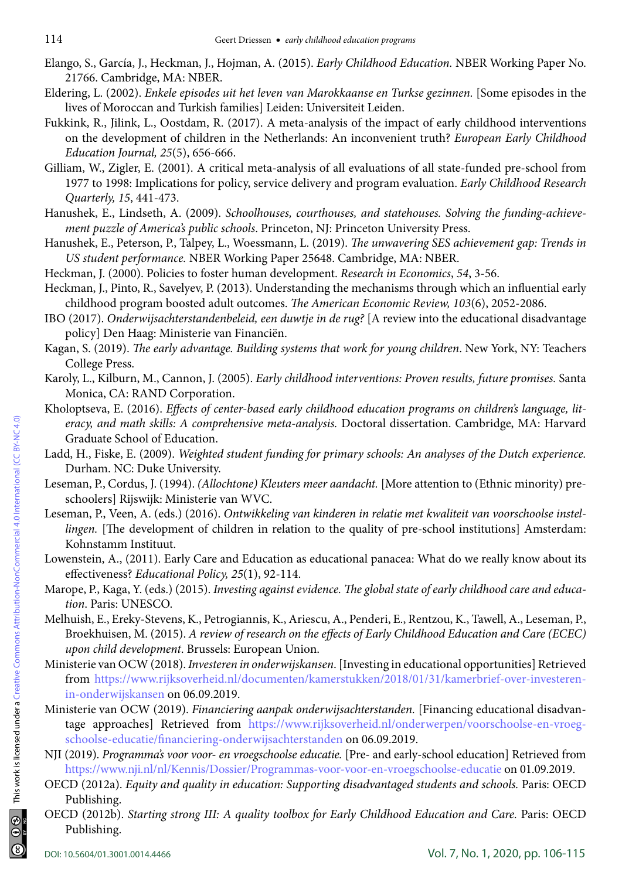Elango, S., García, J., Heckman, J., Hojman, A. (2015). *Early Childhood Education*. NBER Working Paper No. 21766. Cambridge, MA: NBER.

Eldering, L. (2002). *Enkele episodes uit het leven van Marokkaanse en Turkse gezinnen.* [Some episodes in the lives of Moroccan and Turkish families] Leiden: Universiteit Leiden.

Fukkink, R., Jilink, L., Oostdam, R. (2017). A meta-analysis of the impact of early childhood interventions on the development of children in the Netherlands: An inconvenient truth? *European Early Childhood Education Journal, 25*(5), 656-666.

Gilliam, W., Zigler, E. (2001). A critical meta-analysis of all evaluations of all state-funded pre-school from 1977 to 1998: Implications for policy, service delivery and program evaluation. *Early Childhood Research Quarterly, 15*, 441-473.

Hanushek, E., Lindseth, A. (2009). *Schoolhouses, courthouses, and statehouses. Solving the funding-achievement puzzle of America's public schools*. Princeton, NJ: Princeton University Press.

Hanushek, E., Peterson, P., Talpey, L., Woessmann, L. (2019). *The unwavering SES achievement gap: Trends in US student performance.* NBER Working Paper 25648. Cambridge, MA: NBER.

Heckman, J. (2000). Policies to foster human development. *Research in Economics*, *54*, 3-56.

Heckman, J., Pinto, R., Savelyev, P. (2013). Understanding the mechanisms through which an influential early childhood program boosted adult outcomes. *The American Economic Review, 103*(6), 2052-2086.

IBO (2017). *Onderwijsachterstandenbeleid, een duwtje in de rug?* [A review into the educational disadvantage policy] Den Haag: Ministerie van Financiën.

Kagan, S. (2019). *The early advantage. Building systems that work for young children*. New York, NY: Teachers College Press.

Karoly, L., Kilburn, M., Cannon, J. (2005). *Early childhood interventions: Proven results, future promises.* Santa Monica, CA: RAND Corporation.

Kholoptseva, E. (2016). *Effects of center-based early childhood education programs on children's language, literacy, and math skills: A comprehensive meta-analysis.* Doctoral dissertation. Cambridge, MA: Harvard Graduate School of Education.

Ladd, H., Fiske, E. (2009). *Weighted student funding for primary schools: An analyses of the Dutch experience.* Durham. NC: Duke University.

Leseman, P., Cordus, J. (1994). *(Allochtone) Kleuters meer aandacht.* [More attention to (Ethnic minority) preschoolers] Rijswijk: Ministerie van WVC.

Leseman, P., Veen, A. (eds.) (2016). *Ontwikkeling van kinderen in relatie met kwaliteit van voorschoolse instellingen.* [The development of children in relation to the quality of pre-school institutions] Amsterdam: Kohnstamm Instituut.

Lowenstein, A., (2011). Early Care and Education as educational panacea: What do we really know about its effectiveness? *Educational Policy, 25*(1), 92-114.

Marope, P., Kaga, Y. (eds.) (2015). *Investing against evidence. The global state of early childhood care and education*. Paris: UNESCO.

Melhuish, E., Ereky-Stevens, K., Petrogiannis, K., Ariescu, A., Penderi, E., Rentzou, K., Tawell, A., Leseman, P., Broekhuisen, M. (2015). *A review of research on the effects of Early Childhood Education and Care (ECEC) upon child development*. Brussels: European Union.

Ministerie van OCW (2018). *Investeren in onderwijskansen*. [Investing in educational opportunities] Retrieved from https://www.rijksoverheid.nl/documenten/kamerstukken/2018/01/31/kamerbrief-over-investeren-in-onderwijskansen on 06.09.2019.

Ministerie van OCW (2019). *Financiering aanpak onderwijsachterstanden.* [Financing educational disadvantage approaches] Retrieved from https://www.rijksoverheid.nl/onderwerpen/voorschoolse-en-vroegschoolse-educatie/financiering-onderwijsachterstanden on 06.09.2019.

NJI (2019). *Programma's voor voor- en vroegschoolse educatie.* [Pre- and early-school education] Retrieved from https://www.nji.nl/nl/Kennis/Dossier/Programmas-voor-voor-en-vroegschoolse-educatie on 01.09.2019.

OECD (2012a). *Equity and quality in education: Supporting disadvantaged students and schools.* Paris: OECD Publishing.

OECD (2012b). *Starting strong III: A quality toolbox for Early Childhood Education and Care.* Paris: OECD Publishing.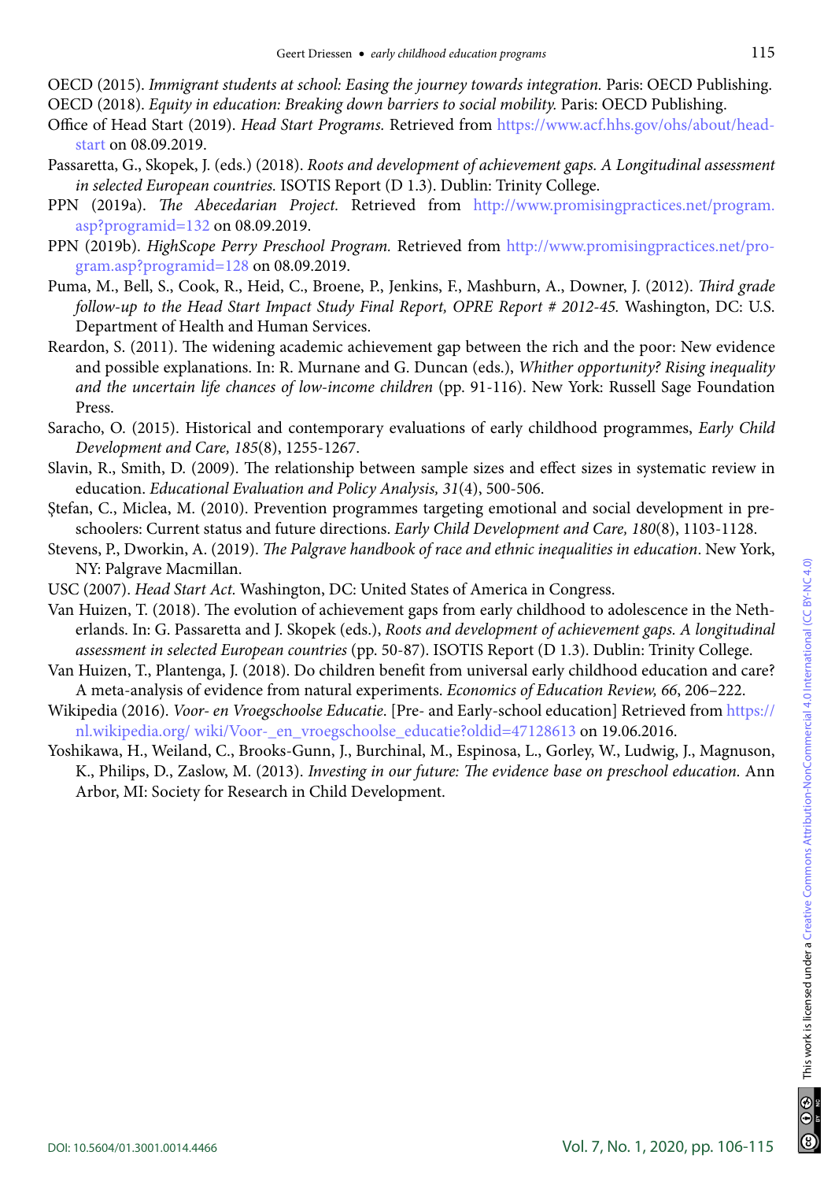OECD (2015). *Immigrant students at school: Easing the journey towards integration.* Paris: OECD Publishing.

OECD (2018). *Equity in education: Breaking down barriers to social mobility.* Paris: OECD Publishing.

Office of Head Start (2019). *Head Start Programs.* Retrieved from https://www.acf.hhs.gov/ohs/about/head-start on 08.09.2019.

Passaretta, G., Skopek, J. (eds.) (2018). *Roots and development of achievement gaps. A Longitudinal assessment in selected European countries.* ISOTIS Report (D 1.3). Dublin: Trinity College.

PPN (2019a). *The Abecedarian Project.* Retrieved from http://www.promisingpractices.net/program.asp?programid=132 on 08.09.2019.

PPN (2019b). *HighScope Perry Preschool Program.* Retrieved from http://www.promisingpractices.net/program.asp?programid=128 on 08.09.2019.

Puma, M., Bell, S., Cook, R., Heid, C., Broene, P., Jenkins, F., Mashburn, A., Downer, J. (2012). *Third grade follow-up to the Head Start Impact Study Final Report, OPRE Report # 2012-45.* Washington, DC: U.S. Department of Health and Human Services.

Reardon, S. (2011). The widening academic achievement gap between the rich and the poor: New evidence and possible explanations. In: R. Murnane and G. Duncan (eds.), *Whither opportunity? Rising inequality and the uncertain life chances of low-income children* (pp. 91-116). New York: Russell Sage Foundation Press.

Saracho, O. (2015). Historical and contemporary evaluations of early childhood programmes, *Early Child Development and Care, 185*(8), 1255-1267.

Slavin, R., Smith, D. (2009). The relationship between sample sizes and effect sizes in systematic review in education. *Educational Evaluation and Policy Analysis, 31*(4), 500-506.

Ştefan, C., Miclea, M. (2010). Prevention programmes targeting emotional and social development in preschoolers: Current status and future directions. *Early Child Development and Care, 180*(8), 1103-1128.

Stevens, P., Dworkin, A. (2019). *The Palgrave handbook of race and ethnic inequalities in education*. New York, NY: Palgrave Macmillan.

USC (2007). *Head Start Act.* Washington, DC: United States of America in Congress.

Van Huizen, T. (2018). The evolution of achievement gaps from early childhood to adolescence in the Netherlands. In: G. Passaretta and J. Skopek (eds.), *Roots and development of achievement gaps. A longitudinal assessment in selected European countries* (pp. 50-87). ISOTIS Report (D 1.3). Dublin: Trinity College.

Van Huizen, T., Plantenga, J. (2018). Do children benefit from universal early childhood education and care? A meta-analysis of evidence from natural experiments. *Economics of Education Review, 66*, 206–222.

Wikipedia (2016). *Voor- en Vroegschoolse Educatie.* [Pre- and Early-school education] Retrieved from https://nl.wikipedia.org/ wiki/Voor-_en_vroegschoolse_educatie?oldid=47128613 on 19.06.2016.

Yoshikawa, H., Weiland, C., Brooks-Gunn, J., Burchinal, M., Espinosa, L., Gorley, W., Ludwig, J., Magnuson, K., Philips, D., Zaslow, M. (2013). *Investing in our future: The evidence base on preschool education.* Ann Arbor, MI: Society for Research in Child Development.